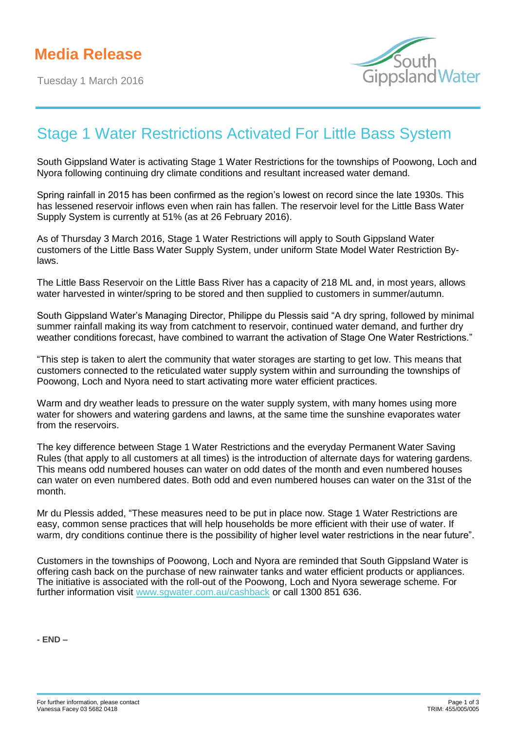# Media Release

Tuesday 1 March 2016

## Stage 1 Water Restrictions Activated For Little Bass System

South Gippsland Water is activating Stage 1 Water Restrictions for the townships of Poowong, Loch and Nyora following continuing dry climate conditions and resultant increased water demand.

Spring rainfall in 2015 has been confirmed as the region's lowest on record since the late 1930s. This has lessened reservoir inflows even when rain has fallen. The reservoir level for the Little Bass Water Supply System is currently at 51% (as at 26 February 2016).

As of Thursday 3 March 2016, Stage 1 Water Restrictions will apply to South Gippsland Water customers of the Little Bass Water Supply System, under uniform State Model Water Restriction By-laws.

The Little Bass Reservoir on the Little Bass River has a capacity of 218 ML and, in most years, allows water harvested in winter/spring to be stored and then supplied to customers in summer/autumn.

South Gippsland Water's Managing Director, Philippe du Plessis said "A dry spring, followed by minimal summer rainfall making its way from catchment to reservoir, continued water demand, and further dry weather conditions forecast, have combined to warrant the activation of Stage One Water Restrictions."

"This step is taken to alert the community that water storages are starting to get low. This means that customers connected to the reticulated water supply system within and surrounding the townships of Poowong, Loch and Nyora need to start activating more water efficient practices.

Warm and dry weather leads to pressure on the water supply system, with many homes using more water for showers and watering gardens and lawns, at the same time the sunshine evaporates water from the reservoirs.

The key difference between Stage 1 Water Restrictions and the everyday Permanent Water Saving Rules (that apply to all customers at all times) is the introduction of alternate days for watering gardens. This means odd numbered houses can water on odd dates of the month and even numbered houses can water on even numbered dates. Both odd and even numbered houses can water on the 31st of the month.

Mr du Plessis added, "These measures need to be put in place now. Stage 1 Water Restrictions are easy, common sense practices that will help households be more efficient with their use of water. If warm, dry conditions continue there is the possibility of higher level water restrictions in the near future".

Customers in the townships of Poowong, Loch and Nyora are reminded that South Gippsland Water is offering cash back on the purchase of new rainwater tanks and water efficient products or appliances. The initiative is associated with the roll-out of the Poowong, Loch and Nyora sewerage scheme. For further information visit www.sgwater.com.au/cashback or call 1300 851 636.

**- END –**

For further information, please contact
Vanessa Facey 03 5682 0418

TRIM: 455/005/005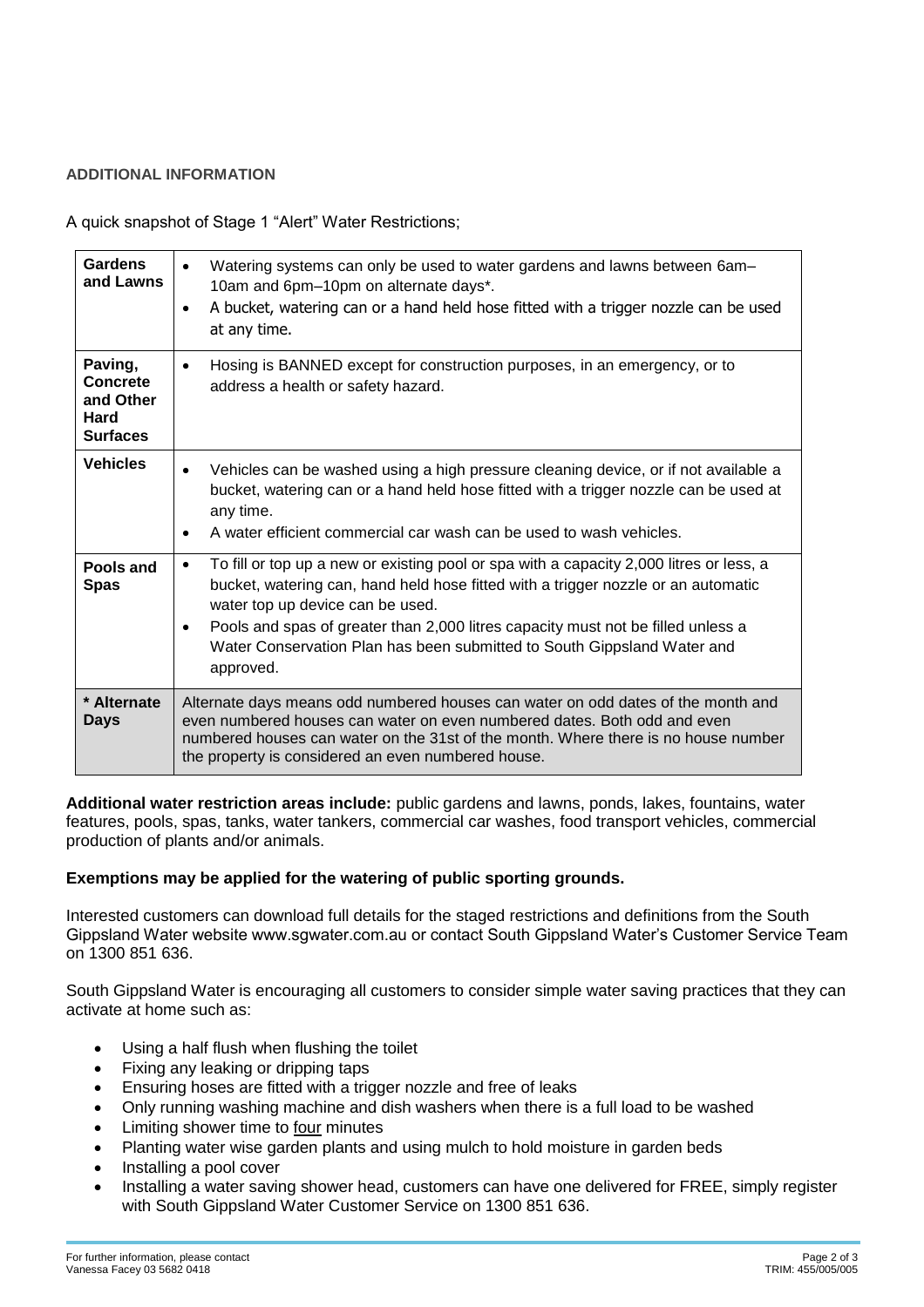### ADDITIONAL INFORMATION

A quick snapshot of Stage 1 "Alert" Water Restrictions;

| | |
|---|---|
| **Gardens and Lawns** | • Watering systems can only be used to water gardens and lawns between 6am–10am and 6pm–10pm on alternate days*.<br>• A bucket, watering can or a hand held hose fitted with a trigger nozzle can be used at any time. |
| **Paving, Concrete and Other Hard Surfaces** | • Hosing is BANNED except for construction purposes, in an emergency, or to address a health or safety hazard. |
| **Vehicles** | • Vehicles can be washed using a high pressure cleaning device, or if not available a bucket, watering can or a hand held hose fitted with a trigger nozzle can be used at any time.<br>• A water efficient commercial car wash can be used to wash vehicles. |
| **Pools and Spas** | • To fill or top up a new or existing pool or spa with a capacity 2,000 litres or less, a bucket, watering can, hand held hose fitted with a trigger nozzle or an automatic water top up device can be used.<br>• Pools and spas of greater than 2,000 litres capacity must not be filled unless a Water Conservation Plan has been submitted to South Gippsland Water and approved. |
| **\* Alternate Days** | Alternate days means odd numbered houses can water on odd dates of the month and even numbered houses can water on even numbered dates. Both odd and even numbered houses can water on the 31st of the month. Where there is no house number the property is considered an even numbered house. |

**Additional water restriction areas include:** public gardens and lawns, ponds, lakes, fountains, water features, pools, spas, tanks, water tankers, commercial car washes, food transport vehicles, commercial production of plants and/or animals.

**Exemptions may be applied for the watering of public sporting grounds.**

Interested customers can download full details for the staged restrictions and definitions from the South Gippsland Water website www.sgwater.com.au or contact South Gippsland Water's Customer Service Team on 1300 851 636.

South Gippsland Water is encouraging all customers to consider simple water saving practices that they can activate at home such as:

- Using a half flush when flushing the toilet
- Fixing any leaking or dripping taps
- Ensuring hoses are fitted with a trigger nozzle and free of leaks
- Only running washing machine and dish washers when there is a full load to be washed
- Limiting shower time to four minutes
- Planting water wise garden plants and using mulch to hold moisture in garden beds
- Installing a pool cover
- Installing a water saving shower head, customers can have one delivered for FREE, simply register with South Gippsland Water Customer Service on 1300 851 636.

For further information, please contact
Vanessa Facey 03 5682 0418

TRIM: 455/005/005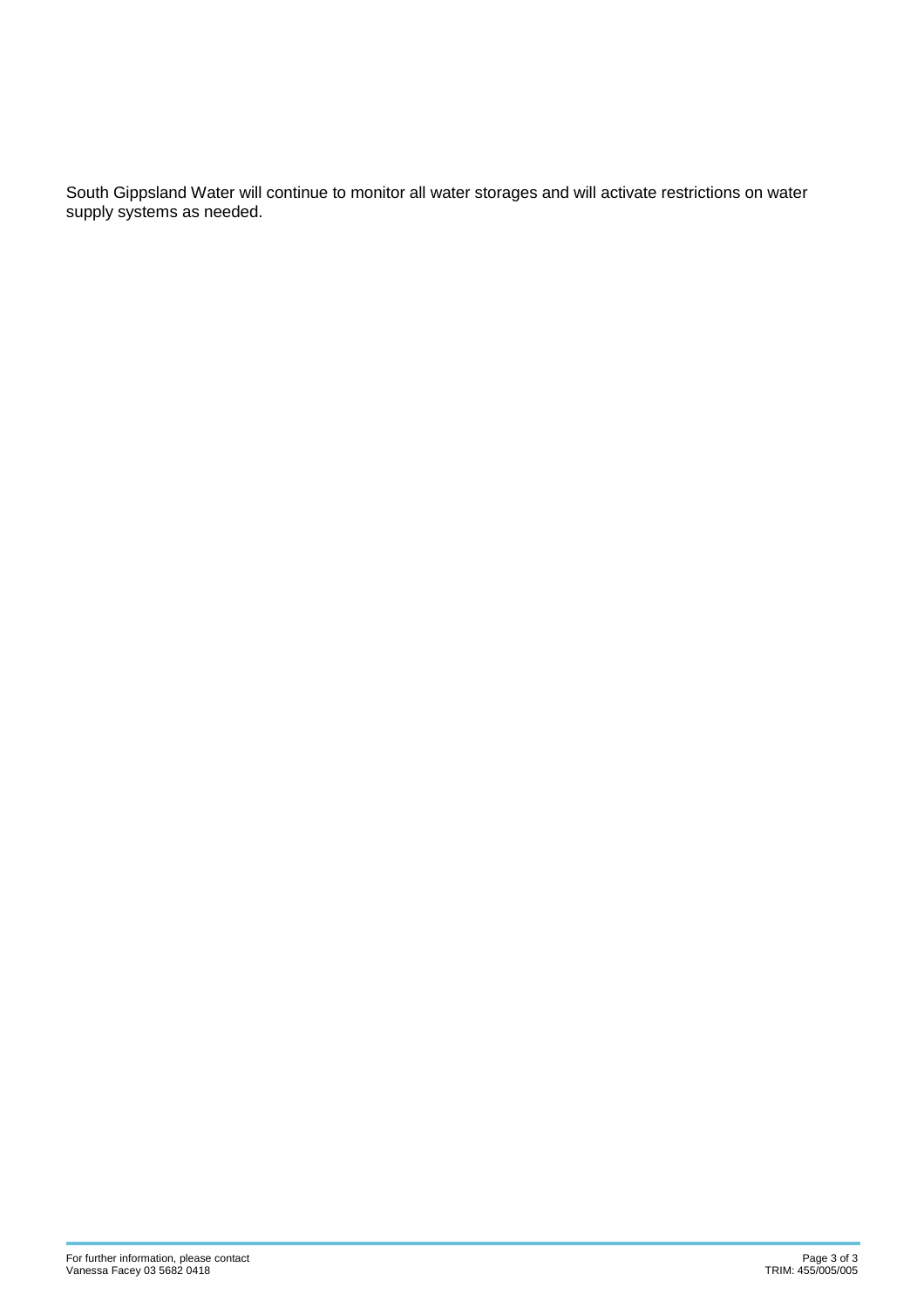South Gippsland Water will continue to monitor all water storages and will activate restrictions on water supply systems as needed.